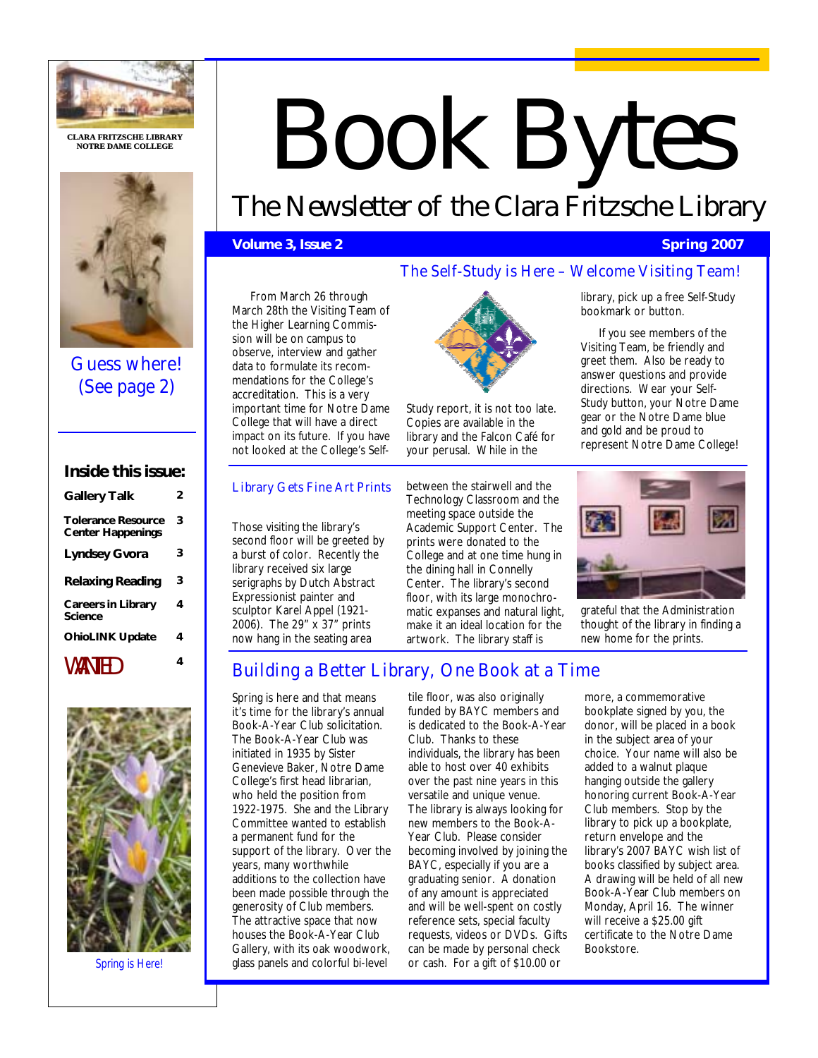CLARA FRITZSCHE LIBRARY
NOTRE DAME COLLEGE

# Book Bytes

## The Newsletter of the Clara Fritzsche Library

**Volume 3, Issue 2** **Spring 2007**

Guess where! (See page 2)

### Inside this issue:

| | |
|---|---|
| **Gallery Talk** | 2 |
| **Tolerance Resource Center Happenings** | 3 |
| **Lyndsey Gvora** | 3 |
| **Relaxing Reading** | 3 |
| **Careers in Library Science** | 4 |
| **OhioLINK Update** | 4 |
| **WANTED** | 4 |

Spring is Here!

## The Self-Study is Here – Welcome Visiting Team!

From March 26 through March 28th the Visiting Team of the Higher Learning Commission will be on campus to observe, interview and gather data to formulate its recommendations for the College's accreditation. This is a very important time for Notre Dame College that will have a direct impact on its future. If you have not looked at the College's Self-Study report, it is not too late. Copies are available in the library and the Falcon Café for your perusal. While in the library, pick up a free Self-Study bookmark or button.

If you see members of the Visiting Team, be friendly and greet them. Also be ready to answer questions and provide directions. Wear your Self-Study button, your Notre Dame gear or the Notre Dame blue and gold and be proud to represent Notre Dame College!

## Library Gets Fine Art Prints

Those visiting the library's second floor will be greeted by a burst of color. Recently the library received six large serigraphs by Dutch Abstract Expressionist painter and sculptor Karel Appel (1921-2006). The 29" x 37" prints now hang in the seating area between the stairwell and the Technology Classroom and the meeting space outside the Academic Support Center. The prints were donated to the College and at one time hung in the dining hall in Connelly Center. The library's second floor, with its large monochromatic expanses and natural light, make it an ideal location for the artwork. The library staff is grateful that the Administration thought of the library in finding a new home for the prints.

## Building a Better Library, One Book at a Time

Spring is here and that means it's time for the library's annual Book-A-Year Club solicitation. The Book-A-Year Club was initiated in 1935 by Sister Genevieve Baker, Notre Dame College's first head librarian, who held the position from 1922-1975. She and the Library Committee wanted to establish a permanent fund for the support of the library. Over the years, many worthwhile additions to the collection have been made possible through the generosity of Club members. The attractive space that now houses the Book-A-Year Club Gallery, with its oak woodwork, glass panels and colorful bi-level tile floor, was also originally funded by BAYC members and is dedicated to the Book-A-Year Club. Thanks to these individuals, the library has been able to host over 40 exhibits over the past nine years in this versatile and unique venue. The library is always looking for new members to the Book-A-Year Club. Please consider becoming involved by joining the BAYC, especially if you are a graduating senior. A donation of any amount is appreciated and will be well-spent on costly reference sets, special faculty requests, videos or DVDs. Gifts can be made by personal check or cash. For a gift of $10.00 or more, a commemorative bookplate signed by you, the donor, will be placed in a book in the subject area of your choice. Your name will also be added to a walnut plaque hanging outside the gallery honoring current Book-A-Year Club members. Stop by the library to pick up a bookplate, return envelope and the library's 2007 BAYC wish list of books classified by subject area. A drawing will be held of all new Book-A-Year Club members on Monday, April 16. The winner will receive a $25.00 gift certificate to the Notre Dame Bookstore.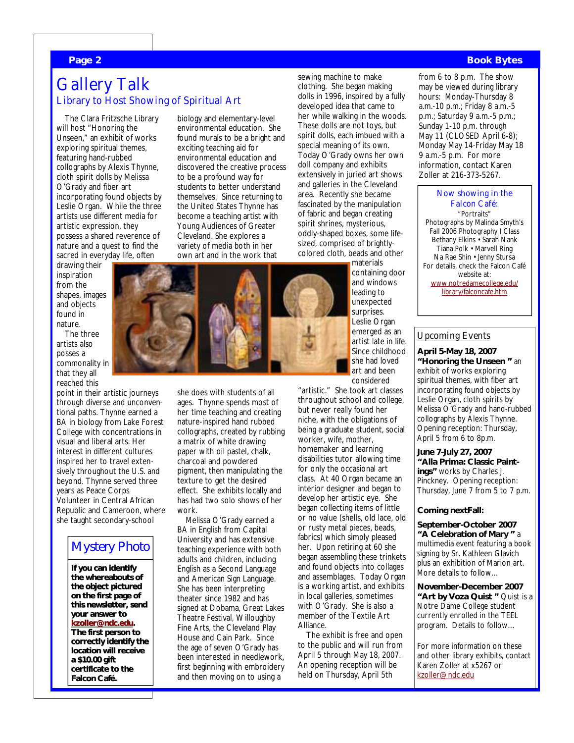# Gallery Talk

## Library to Host Showing of Spiritual Art

The Clara Fritzsche Library will host "Honoring the Unseen," an exhibit of works exploring spiritual themes, featuring hand-rubbed collographs by Alexis Thynne, cloth spirit dolls by Melissa O'Grady and fiber art incorporating found objects by Leslie Organ. While the three artists use different media for artistic expression, they possess a shared reverence of nature and a quest to find the sacred in everyday life, often drawing their inspiration from the shapes, images and objects found in nature.

The three artists also posses a commonality in that they all reached this point in their artistic journeys through diverse and unconventional paths. Thynne earned a BA in biology from Lake Forest College with concentrations in visual and liberal arts. Her interest in different cultures inspired her to travel extensively throughout the U.S. and beyond. Thynne served three years as Peace Corps Volunteer in Central African Republic and Cameroon, where she taught secondary-school biology and elementary-level environmental education. She found murals to be a bright and exciting teaching aid for environmental education and discovered the creative process to be a profound way for students to better understand themselves. Since returning to the United States Thynne has become a teaching artist with Young Audiences of Greater Cleveland. She explores a variety of media both in her own art and in the work that she does with students of all ages. Thynne spends most of her time teaching and creating nature-inspired hand rubbed collographs, created by rubbing a matrix of white drawing paper with oil pastel, chalk, charcoal and powdered pigment, then manipulating the texture to get the desired effect. She exhibits locally and has had two solo shows of her work.

Melissa O'Grady earned a BA in English from Capital University and has extensive teaching experience with both adults and children, including English as a Second Language and American Sign Language. She has been interpreting theater since 1982 and has signed at Dobama, Great Lakes Theatre Festival, Willoughby Fine Arts, the Cleveland Play House and Cain Park. Since the age of seven O'Grady has been interested in needlework, first beginning with embroidery and then moving on to using a sewing machine to make clothing. She began making dolls in 1996, inspired by a fully developed idea that came to her while walking in the woods. These dolls are not toys, but spirit dolls, each imbued with a special meaning of its own. Today O'Grady owns her own doll company and exhibits extensively in juried art shows and galleries in the Cleveland area. Recently she became fascinated by the manipulation of fabric and began creating spirit shrines, mysterious, oddly-shaped boxes, some life-sized, comprised of brightly-colored cloth, beads and other materials containing door and windows leading to unexpected surprises.

Leslie Organ emerged as an artist late in life. Since childhood she had loved art and been considered "artistic." She took art classes throughout school and college, but never really found her niche, with the obligations of being a graduate student, social worker, wife, mother, homemaker and learning disabilities tutor allowing time for only the occasional art class. At 40 Organ became an interior designer and began to develop her artistic eye. She began collecting items of little or no value (shells, old lace, old or rusty metal pieces, beads, fabrics) which simply pleased her. Upon retiring at 60 she began assembling those trinkets and found objects into collages and assemblages. Today Organ is a working artist, and exhibits in local galleries, sometimes with O'Grady. She is also a member of the Textile Art Alliance.

The exhibit is free and open to the public and will run from April 5 through May 18, 2007. An opening reception will be held on Thursday, April 5th from 6 to 8 p.m. The show may be viewed during library hours: Monday-Thursday 8 a.m.-10 p.m.; Friday 8 a.m.-5 p.m.; Saturday 9 a.m.-5 p.m.; Sunday 1-10 p.m. through May 11 (CLOSED April 6-8); Monday May 14-Friday May 18 9 a.m.-5 p.m. For more information, contact Karen Zoller at 216-373-5267.

## Mystery Photo

**If you can identify the whereabouts of the object pictured on the first page of this newsletter, send your answer to kzoller@ndc.edu. The first person to correctly identify the location will receive a $10.00 gift certificate to the Falcon Café.**

---

Now showing in the Falcon Café:

"Portraits"
Photographs by Malinda Smyth's Fall 2006 Photography I Class
Bethany Elkins • Sarah Nank
Tiana Polk • Marvell Ring
Na Rae Shin • Jenny Stursa

For details, check the Falcon Café website at:
www.notredamecollege.edu/library/falconcafe.htm

---

## Upcoming Events

**April 5-May 18, 2007**
**"Honoring the Unseen"** an exhibit of works exploring spiritual themes, with fiber art incorporating found objects by Leslie Organ, cloth spirits by Melissa O'Grady and hand-rubbed collographs by Alexis Thynne. Opening reception: Thursday, April 5 from 6 to 8p.m.

**June 7-July 27, 2007**
**"Alla Prima: Classic Paintings"** works by Charles J. Pinckney. Opening reception: Thursday, June 7 from 5 to 7 p.m.

**Coming next Fall:**

**September-October 2007**
**"A Celebration of Mary"** a multimedia event featuring a book signing by Sr. Kathleen Glavich plus an exhibition of Marion art. More details to follow…

**November-December 2007**
**"Art by Voza Quist"** Quist is a Notre Dame College student currently enrolled in the TEEL program. Details to follow…

For more information on these and other library exhibits, contact Karen Zoller at x5267 or kzoller@ndc.edu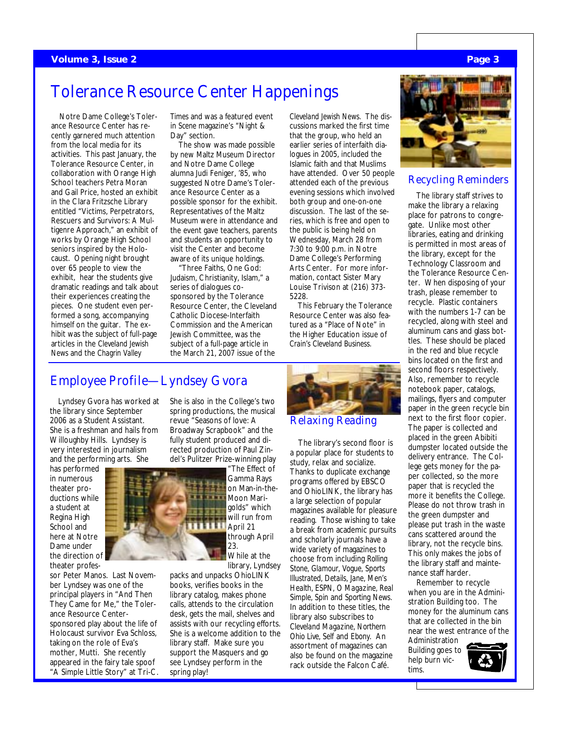# Tolerance Resource Center Happenings

Notre Dame College's Tolerance Resource Center has recently garnered much attention from the local media for its activities. This past January, the Tolerance Resource Center, in collaboration with Orange High School teachers Petra Moran and Gail Price, hosted an exhibit in the Clara Fritzsche Library entitled "Victims, Perpetrators, Rescuers and Survivors: A Multigenre Approach," an exhibit of works by Orange High School seniors inspired by the Holocaust. Opening night brought over 65 people to view the exhibit, hear the students give dramatic readings and talk about their experiences creating the pieces. One student even performed a song, accompanying himself on the guitar. The exhibit was the subject of full-page articles in the *Cleveland Jewish News* and the *Chagrin Valley Times* and was a featured event in Scene magazine's "Night & Day" section.

The show was made possible by new Maltz Museum Director and Notre Dame College alumna Judi Feniger, '85, who suggested Notre Dame's Tolerance Resource Center as a possible sponsor for the exhibit. Representatives of the Maltz Museum were in attendance and the event gave teachers, parents and students an opportunity to visit the Center and become aware of its unique holdings.

"Three Faiths, One God: Judaism, Christianity, Islam," a series of dialogues co-sponsored by the Tolerance Resource Center, the Cleveland Catholic Diocese-Interfaith Commission and the American Jewish Committee, was the subject of a full-page article in the March 21, 2007 issue of the *Cleveland Jewish News*. The discussions marked the first time that the group, who held an earlier series of interfaith dialogues in 2005, included the Islamic faith and that Muslims have attended. Over 50 people attended each of the previous evening sessions which involved both group and one-on-one discussion. The last of the series, which is free and open to the public is being held on Wednesday, March 28 from 7:30 to 9:00 p.m. in Notre Dame College's Performing Arts Center. For more information, contact Sister Mary Louise Trivison at (216) 373-5228.

This February the Tolerance Resource Center was also featured as a "Place of Note" in the Higher Education issue of *Crain's Cleveland Business*.

# Employee Profile—Lyndsey Gvora

Lyndsey Gvora has worked at the library since September 2006 as a Student Assistant. She is a freshman and hails from Willoughby Hills. Lyndsey is very interested in journalism and the performing arts. She has performed in numerous theater productions while a student at Regina High School and here at Notre Dame under the direction of theater professor Peter Manos. Last November Lyndsey was one of the principal players in "And Then They Came for Me," the Tolerance Resource Center-sponsored play about the life of Holocaust survivor Eva Schloss, taking on the role of Eva's mother, Mutti. She recently appeared in the fairy tale spoof "A Simple Little Story" at Tri-C. She is also in the College's two spring productions, the musical revue "Seasons of love: A Broadway Scrapbook" and the fully student produced and directed production of Paul Zindel's Pulitzer Prize-winning play "The Effect of Gamma Rays on Man-in-the-Moon Marigolds" which will run from April 21 through April 23.

While at the library, Lyndsey packs and unpacks OhioLINK books, verifies books in the library catalog, makes phone calls, attends to the circulation desk, gets the mail, shelves and assists with our recycling efforts. She is a welcome addition to the library staff. Make sure you support the Masquers and go see Lyndsey perform in the spring play!

# Relaxing Reading

The library's second floor is a popular place for students to study, relax and socialize. Thanks to duplicate exchange programs offered by EBSCO and OhioLINK, the library has a large selection of popular magazines available for pleasure reading. Those wishing to take a break from academic pursuits and scholarly journals have a wide variety of magazines to choose from including *Rolling Stone, Glamour, Vogue, Sports Illustrated, Details, Jane, Men's Health, ESPN, O Magazine, Real Simple, Spin* and *Sporting News.* In addition to these titles, the library also subscribes to *Cleveland Magazine, Northern Ohio Live, Self* and *Ebony*. An assortment of magazines can also be found on the magazine rack outside the Falcon Café.

# Recycling Reminders

The library staff strives to make the library a relaxing place for patrons to congregate. Unlike most other libraries, eating and drinking is permitted in most areas of the library, except for the Technology Classroom and the Tolerance Resource Center. When disposing of your trash, please remember to recycle. Plastic containers with the numbers 1-7 can be recycled, along with steel and aluminum cans and glass bottles. These should be placed in the red and blue recycle bins located on the first and second floors respectively. Also, remember to recycle notebook paper, catalogs, mailings, flyers and computer paper in the green recycle bin next to the first floor copier. The paper is collected and placed in the green Abibiti dumpster located outside the delivery entrance. The College gets money for the paper collected, so the more paper that is recycled the more it benefits the College. Please do not throw trash in the green dumpster and please put trash in the waste cans scattered around the library, not the recycle bins. This only makes the jobs of the library staff and maintenance staff harder.

Remember to recycle when you are in the Administration Building too. The money for the aluminum cans that are collected in the bin near the west entrance of the Administration Building goes to help burn victims.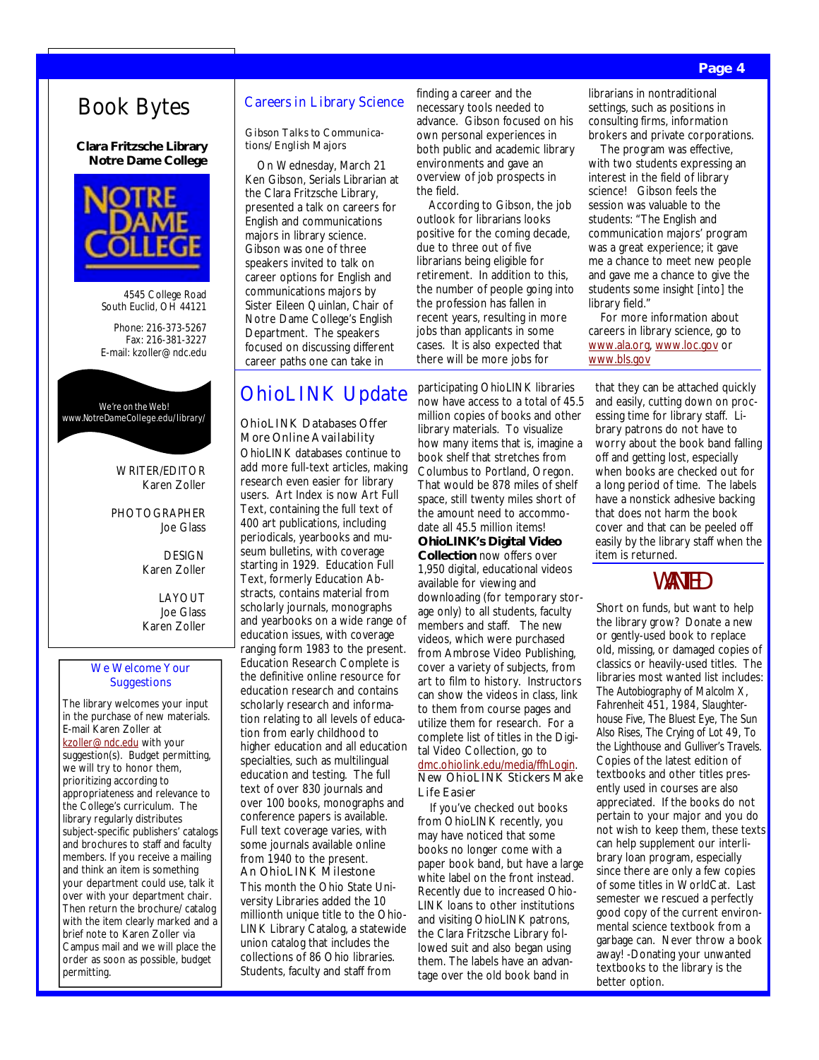# Book Bytes

**Clara Fritzsche Library**
**Notre Dame College**

4545 College Road
South Euclid, OH 44121

Phone: 216-373-5267
Fax: 216-381-3227
E-mail: kzoller@ndc.edu

We're on the Web!
www.NotreDameCollege.edu/library/

WRITER/EDITOR
Karen Zoller

PHOTOGRAPHER
Joe Glass

DESIGN
Karen Zoller

LAYOUT
Joe Glass
Karen Zoller

### We Welcome Your Suggestions

The library welcomes your input in the purchase of new materials. E-mail Karen Zoller at kzoller@ndc.edu with your suggestion(s). Budget permitting, we will try to honor them, prioritizing according to appropriateness and relevance to the College's curriculum. The library regularly distributes subject-specific publishers' catalogs and brochures to staff and faculty members. If you receive a mailing and think an item is something your department could use, talk it over with your department chair. Then return the brochure/catalog with the item clearly marked and a brief note to Karen Zoller via Campus mail and we will place the order as soon as possible, budget permitting.

## Careers in Library Science

Gibson Talks to Communications/English Majors

On Wednesday, March 21 Ken Gibson, Serials Librarian at the Clara Fritzsche Library, presented a talk on careers for English and communications majors in library science. Gibson was one of three speakers invited to talk on career options for English and communications majors by Sister Eileen Quinlan, Chair of Notre Dame College's English Department. The speakers focused on discussing different career paths one can take in finding a career and the necessary tools needed to advance. Gibson focused on his own personal experiences in both public and academic library environments and gave an overview of job prospects in the field.

According to Gibson, the job outlook for librarians looks positive for the coming decade, due to three out of five librarians being eligible for retirement. In addition to this, the number of people going into the profession has fallen in recent years, resulting in more jobs than applicants in some cases. It is also expected that there will be more jobs for librarians in nontraditional settings, such as positions in consulting firms, information brokers and private corporations.

The program was effective, with two students expressing an interest in the field of library science! Gibson feels the session was valuable to the students: "The English and communication majors' program was a great experience; it gave me a chance to meet new people and gave me a chance to give the students some insight [into] the library field."

For more information about careers in library science, go to www.ala.org, www.loc.gov or www.bls.gov

## OhioLINK Update

### OhioLINK Databases Offer More Online Availability

OhioLINK databases continue to add more full-text articles, making research even easier for library users. Art Index is now Art Full Text, containing the full text of 400 art publications, including periodicals, yearbooks and museum bulletins, with coverage starting in 1929. Education Full Text, formerly Education Abstracts, contains material from scholarly journals, monographs and yearbooks on a wide range of education issues, with coverage ranging form 1983 to the present. Education Research Complete is the definitive online resource for education research and contains scholarly research and information relating to all levels of education from early childhood to higher education and all education specialties, such as multilingual education and testing. The full text of over 830 journals and over 100 books, monographs and conference papers is available. Full text coverage varies, with some journals available online from 1940 to the present.

### An OhioLINK Milestone

This month the Ohio State University Libraries added the 10 millionth unique title to the OhioLINK Library Catalog, a statewide union catalog that includes the collections of 86 Ohio libraries. Students, faculty and staff from participating OhioLINK libraries now have access to a total of 45.5 million copies of books and other library materials. To visualize how many items that is, imagine a book shelf that stretches from Columbus to Portland, Oregon. That would be 878 miles of shelf space, still twenty miles short of the amount need to accommodate all 45.5 million items!

**OhioLINK's Digital Video Collection** now offers over 1,950 digital, educational videos available for viewing and downloading (for temporary storage only) to all students, faculty members and staff. The new videos, which were purchased from Ambrose Video Publishing, cover a variety of subjects, from art to film to history. Instructors can show the videos in class, link to them from course pages and utilize them for research. For a complete list of titles in the Digital Video Collection, go to dmc.ohiolink.edu/media/ffhLogin.

### New OhioLINK Stickers Make Life Easier

If you've checked out books from OhioLINK recently, you may have noticed that some books no longer come with a paper book band, but have a large white label on the front instead. Recently due to increased OhioLINK loans to other institutions and visiting OhioLINK patrons, the Clara Fritzsche Library followed suit and also began using them. The labels have an advantage over the old book band in that they can be attached quickly and easily, cutting down on processing time for library staff. Library patrons do not have to worry about the book band falling off and getting lost, especially when books are checked out for a long period of time. The labels have a nonstick adhesive backing that does not harm the book cover and that can be peeled off easily by the library staff when the item is returned.

## WANTED

Short on funds, but want to help the library grow? Donate a new or gently-used book to replace old, missing, or damaged copies of classics or heavily-used titles. The libraries most wanted list includes: *The Autobiography of Malcolm X, Fahrenheit 451, 1984, Slaughterhouse Five, The Bluest Eye, The Sun Also Rises, The Crying of Lot 49, To the Lighthouse* and *Gulliver's Travels*. Copies of the latest edition of textbooks and other titles presently used in courses are also appreciated. If the books do not pertain to your major and you do not wish to keep them, these texts can help supplement our interlibrary loan program, especially since there are only a few copies of some titles in WorldCat. Last semester we rescued a perfectly good copy of the current environmental science textbook from a garbage can. Never throw a book away! -Donating your unwanted textbooks to the library is the better option.